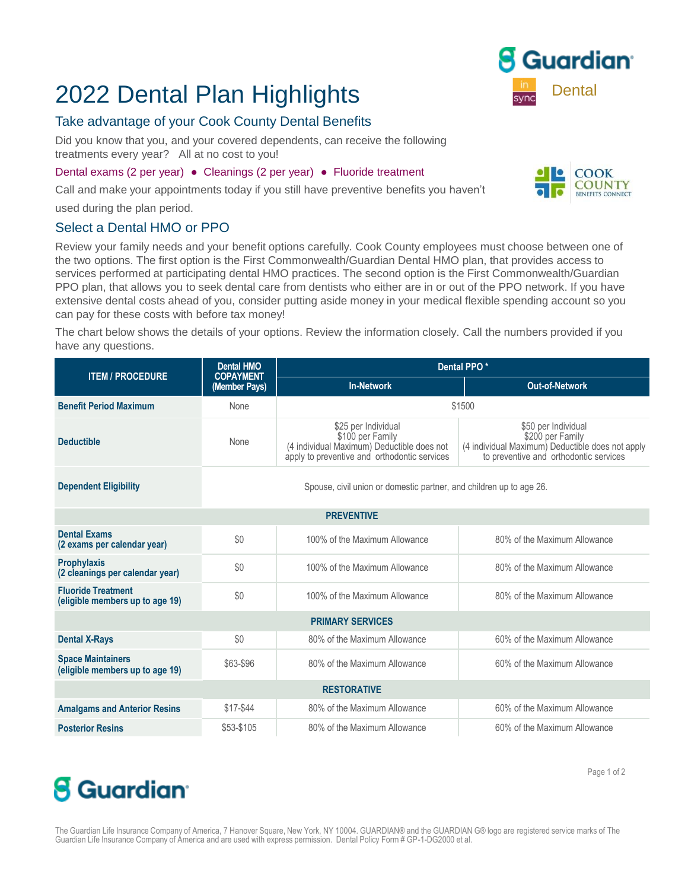# 2022 Dental Plan Highlights

Guardian

Dental

## Take advantage of your Cook County Dental Benefits

Did you know that you, and your covered dependents, can receive the following treatments every year? All at no cost to you!

Dental exams (2 per year) • Cleanings (2 per year) • Fluoride treatment

Call and make your appointments today if you still have preventive benefits you haven't used during the plan period.

## Select a Dental HMO or PPO

Review your family needs and your benefit options carefully. Cook County employees must choose between one of the two options. The first option is the First Commonwealth/Guardian Dental HMO plan, that provides access to services performed at participating dental HMO practices. The second option is the First Commonwealth/Guardian PPO plan, that allows you to seek dental care from dentists who either are in or out of the PPO network. If you have extensive dental costs ahead of you, consider putting aside money in your medical flexible spending account so you can pay for these costs with before tax money!

The chart below shows the details of your options. Review the information closely. Call the numbers provided if you have any questions.

| ITEM / PROCEDURE | Dental HMO COPAYMENT (Member Pays) | Dental PPO * | |
|---|---|---|---|
| | | In-Network | Out-of-Network |
| **Benefit Period Maximum** | None | $1500 | |
| **Deductible** | None | $25 per Individual<br>$100 per Family<br>(4 individual Maximum) Deductible does not apply to preventive and orthodontic services | $50 per Individual<br>$200 per Family<br>(4 individual Maximum) Deductible does not apply to preventive and orthodontic services |
| **Dependent Eligibility** | Spouse, civil union or domestic partner, and children up to age 26. | | |
| **PREVENTIVE** | | | |
| **Dental Exams (2 exams per calendar year)** | $0 | 100% of the Maximum Allowance | 80% of the Maximum Allowance |
| **Prophylaxis (2 cleanings per calendar year)** | $0 | 100% of the Maximum Allowance | 80% of the Maximum Allowance |
| **Fluoride Treatment (eligible members up to age 19)** | $0 | 100% of the Maximum Allowance | 80% of the Maximum Allowance |
| **PRIMARY SERVICES** | | | |
| **Dental X-Rays** | $0 | 80% of the Maximum Allowance | 60% of the Maximum Allowance |
| **Space Maintainers (eligible members up to age 19)** | $63-$96 | 80% of the Maximum Allowance | 60% of the Maximum Allowance |
| **RESTORATIVE** | | | |
| **Amalgams and Anterior Resins** | $17-$44 | 80% of the Maximum Allowance | 60% of the Maximum Allowance |
| **Posterior Resins** | $53-$105 | 80% of the Maximum Allowance | 60% of the Maximum Allowance |

The Guardian Life Insurance Company of America, 7 Hanover Square, New York, NY 10004. GUARDIAN® and the GUARDIAN G® logo are registered service marks of The Guardian Life Insurance Company of America and are used with express permission. Dental Policy Form # GP-1-DG2000 et al.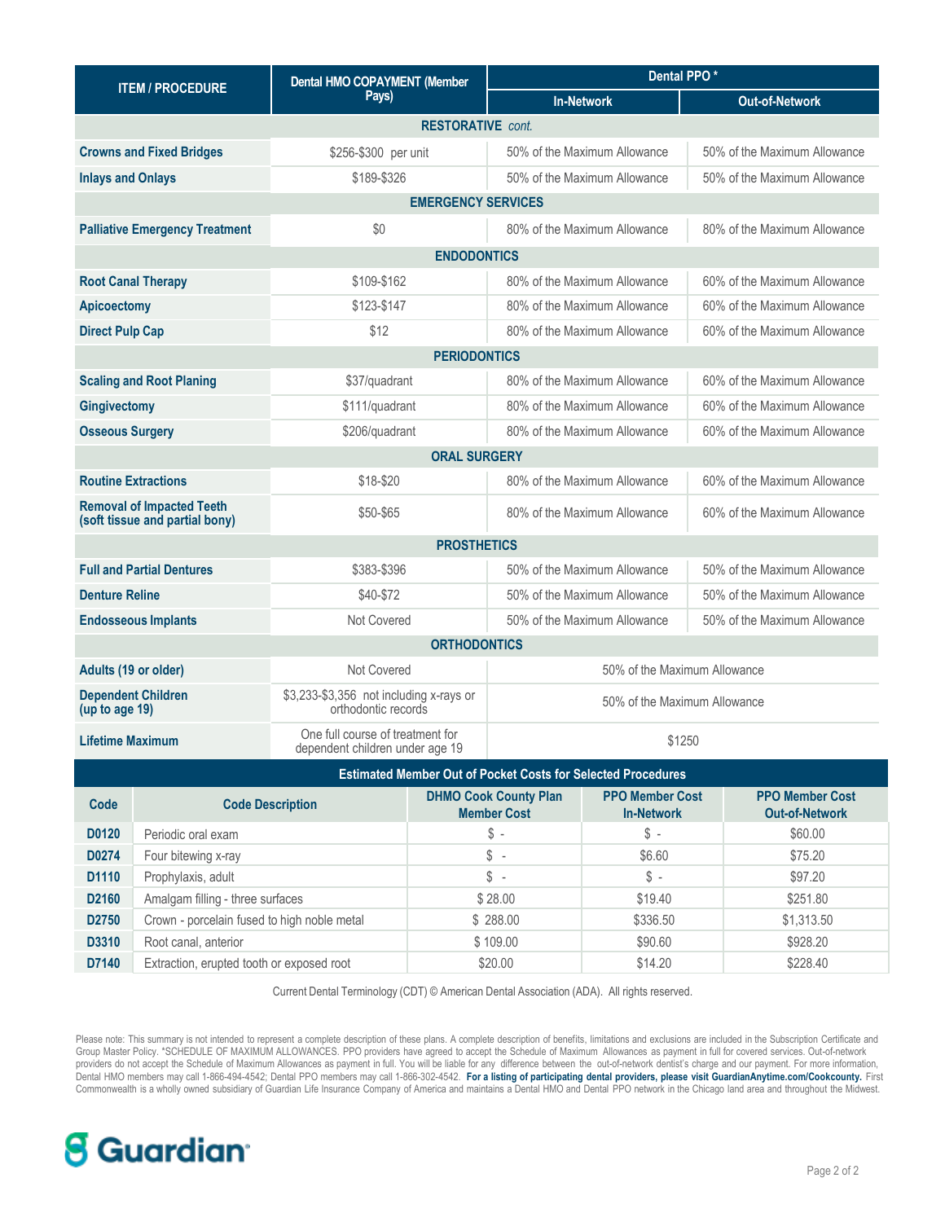| ITEM / PROCEDURE | Dental HMO COPAYMENT (Member Pays) | Dental PPO * | |
|---|---|---|---|
| | | In-Network | Out-of-Network |
| **RESTORATIVE** *cont.* | | | |
| **Crowns and Fixed Bridges** | $256-$300 per unit | 50% of the Maximum Allowance | 50% of the Maximum Allowance |
| **Inlays and Onlays** | $189-$326 | 50% of the Maximum Allowance | 50% of the Maximum Allowance |
| **EMERGENCY SERVICES** | | | |
| **Palliative Emergency Treatment** | $0 | 80% of the Maximum Allowance | 80% of the Maximum Allowance |
| **ENDODONTICS** | | | |
| **Root Canal Therapy** | $109-$162 | 80% of the Maximum Allowance | 60% of the Maximum Allowance |
| **Apicoectomy** | $123-$147 | 80% of the Maximum Allowance | 60% of the Maximum Allowance |
| **Direct Pulp Cap** | $12 | 80% of the Maximum Allowance | 60% of the Maximum Allowance |
| **PERIODONTICS** | | | |
| **Scaling and Root Planing** | $37/quadrant | 80% of the Maximum Allowance | 60% of the Maximum Allowance |
| **Gingivectomy** | $111/quadrant | 80% of the Maximum Allowance | 60% of the Maximum Allowance |
| **Osseous Surgery** | $206/quadrant | 80% of the Maximum Allowance | 60% of the Maximum Allowance |
| **ORAL SURGERY** | | | |
| **Routine Extractions** | $18-$20 | 80% of the Maximum Allowance | 60% of the Maximum Allowance |
| **Removal of Impacted Teeth (soft tissue and partial bony)** | $50-$65 | 80% of the Maximum Allowance | 60% of the Maximum Allowance |
| **PROSTHETICS** | | | |
| **Full and Partial Dentures** | $383-$396 | 50% of the Maximum Allowance | 50% of the Maximum Allowance |
| **Denture Reline** | $40-$72 | 50% of the Maximum Allowance | 50% of the Maximum Allowance |
| **Endosseous Implants** | Not Covered | 50% of the Maximum Allowance | 50% of the Maximum Allowance |
| **ORTHODONTICS** | | | |
| **Adults (19 or older)** | Not Covered | 50% of the Maximum Allowance | |
| **Dependent Children (up to age 19)** | $3,233-$3,356 not including x-rays or orthodontic records | 50% of the Maximum Allowance | |
| **Lifetime Maximum** | One full course of treatment for dependent children under age 19 | $1250 | |

**Estimated Member Out of Pocket Costs for Selected Procedures**

| Code | Code Description | DHMO Cook County Plan Member Cost | PPO Member Cost In-Network | PPO Member Cost Out-of-Network |
|---|---|---|---|---|
| D0120 | Periodic oral exam | $ - | $ - | $60.00 |
| D0274 | Four bitewing x-ray | $ - | $6.60 | $75.20 |
| D1110 | Prophylaxis, adult | $ - | $ - | $97.20 |
| D2160 | Amalgam filling - three surfaces | $ 28.00 | $19.40 | $251.80 |
| D2750 | Crown - porcelain fused to high noble metal | $ 288.00 | $336.50 | $1,313.50 |
| D3310 | Root canal, anterior | $ 109.00 | $90.60 | $928.20 |
| D7140 | Extraction, erupted tooth or exposed root | $20.00 | $14.20 | $228.40 |

Current Dental Terminology (CDT) © American Dental Association (ADA). All rights reserved.

Please note: This summary is not intended to represent a complete description of these plans. A complete description of benefits, limitations and exclusions are included in the Subscription Certificate and Group Master Policy. *SCHEDULE OF MAXIMUM ALLOWANCES. PPO providers have agreed to accept the Schedule of Maximum Allowances as payment in full for covered services. Out-of-network providers do not accept the Schedule of Maximum Allowances as payment in full. You will be liable for any difference between the out-of-network dentist's charge and our payment. For more information, Dental HMO members may call 1-866-494-4542; Dental PPO members may call 1-866-302-4542. **For a listing of participating dental providers, please visit GuardianAnytime.com/Cookcounty.** First Commonwealth is a wholly owned subsidiary of Guardian Life Insurance Company of America and maintains a Dental HMO and Dental PPO network in the Chicago land area and throughout the Midwest.

Guardian®